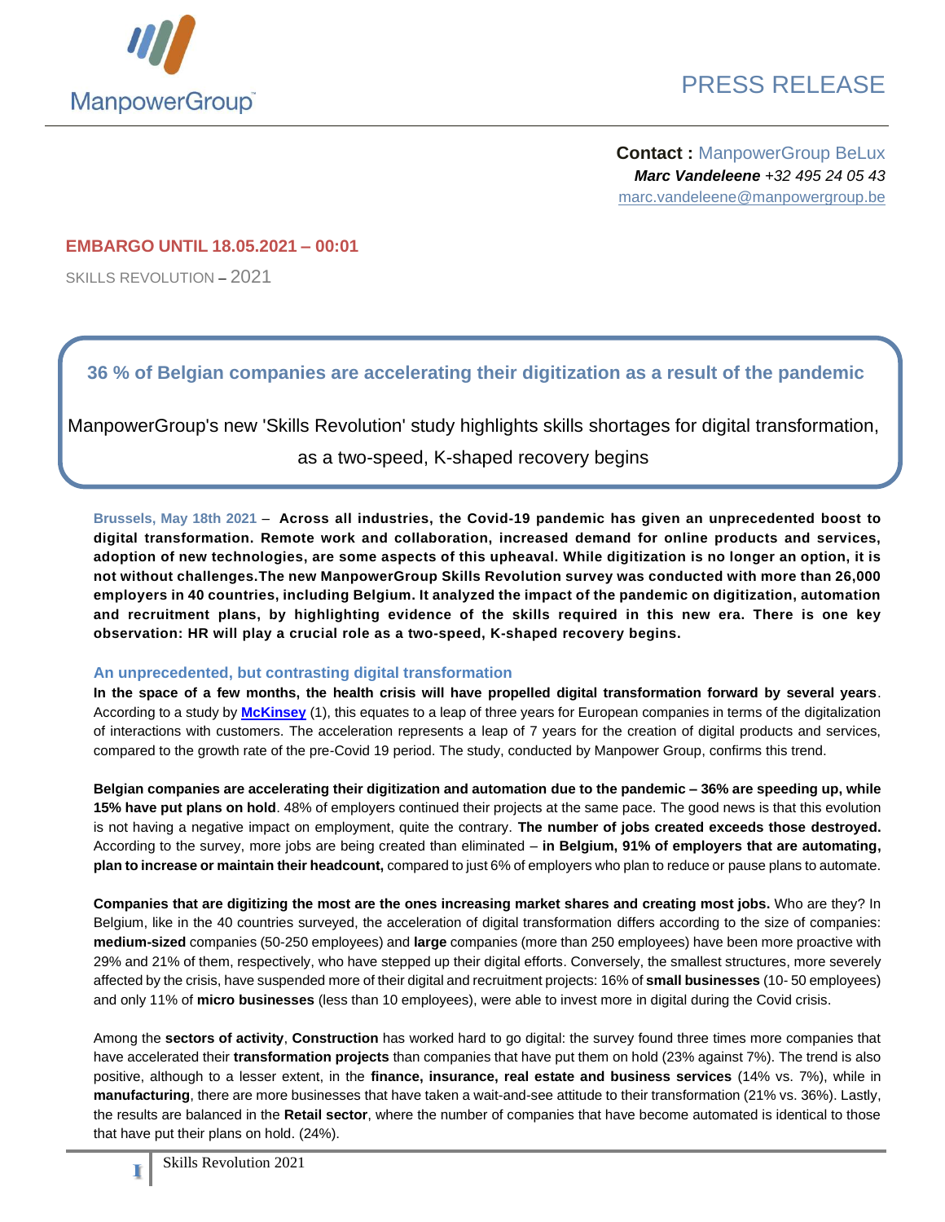ManpowerGroup

PRESS RELEASE

**Contact :** ManpowerGroup BeLux
***Marc Vandeleene*** *+32 495 24 05 43*
marc.vandeleene@manpowergroup.be

**EMBARGO UNTIL 18.05.2021 – 00:01**

SKILLS REVOLUTION – 2021

## 36 % of Belgian companies are accelerating their digitization as a result of the pandemic

ManpowerGroup's new 'Skills Revolution' study highlights skills shortages for digital transformation, as a two-speed, K-shaped recovery begins

Brussels, May 18th 2021 – **Across all industries, the Covid-19 pandemic has given an unprecedented boost to digital transformation. Remote work and collaboration, increased demand for online products and services, adoption of new technologies, are some aspects of this upheaval. While digitization is no longer an option, it is not without challenges.The new ManpowerGroup Skills Revolution survey was conducted with more than 26,000 employers in 40 countries, including Belgium. It analyzed the impact of the pandemic on digitization, automation and recruitment plans, by highlighting evidence of the skills required in this new era. There is one key observation: HR will play a crucial role as a two-speed, K-shaped recovery begins.**

### An unprecedented, but contrasting digital transformation

**In the space of a few months, the health crisis will have propelled digital transformation forward by several years**. According to a study by **McKinsey** (1), this equates to a leap of three years for European companies in terms of the digitalization of interactions with customers. The acceleration represents a leap of 7 years for the creation of digital products and services, compared to the growth rate of the pre-Covid 19 period. The study, conducted by Manpower Group, confirms this trend.

**Belgian companies are accelerating their digitization and automation due to the pandemic – 36% are speeding up, while 15% have put plans on hold**. 48% of employers continued their projects at the same pace. The good news is that this evolution is not having a negative impact on employment, quite the contrary. **The number of jobs created exceeds those destroyed.** According to the survey, more jobs are being created than eliminated – **in Belgium, 91% of employers that are automating, plan to increase or maintain their headcount,** compared to just 6% of employers who plan to reduce or pause plans to automate.

**Companies that are digitizing the most are the ones increasing market shares and creating most jobs.** Who are they? In Belgium, like in the 40 countries surveyed, the acceleration of digital transformation differs according to the size of companies: **medium-sized** companies (50-250 employees) and **large** companies (more than 250 employees) have been more proactive with 29% and 21% of them, respectively, who have stepped up their digital efforts. Conversely, the smallest structures, more severely affected by the crisis, have suspended more of their digital and recruitment projects: 16% of **small businesses** (10- 50 employees) and only 11% of **micro businesses** (less than 10 employees), were able to invest more in digital during the Covid crisis.

Among the **sectors of activity**, **Construction** has worked hard to go digital: the survey found three times more companies that have accelerated their **transformation projects** than companies that have put them on hold (23% against 7%). The trend is also positive, although to a lesser extent, in the **finance, insurance, real estate and business services** (14% vs. 7%), while in **manufacturing**, there are more businesses that have taken a wait-and-see attitude to their transformation (21% vs. 36%). Lastly, the results are balanced in the **Retail sector**, where the number of companies that have become automated is identical to those that have put their plans on hold. (24%).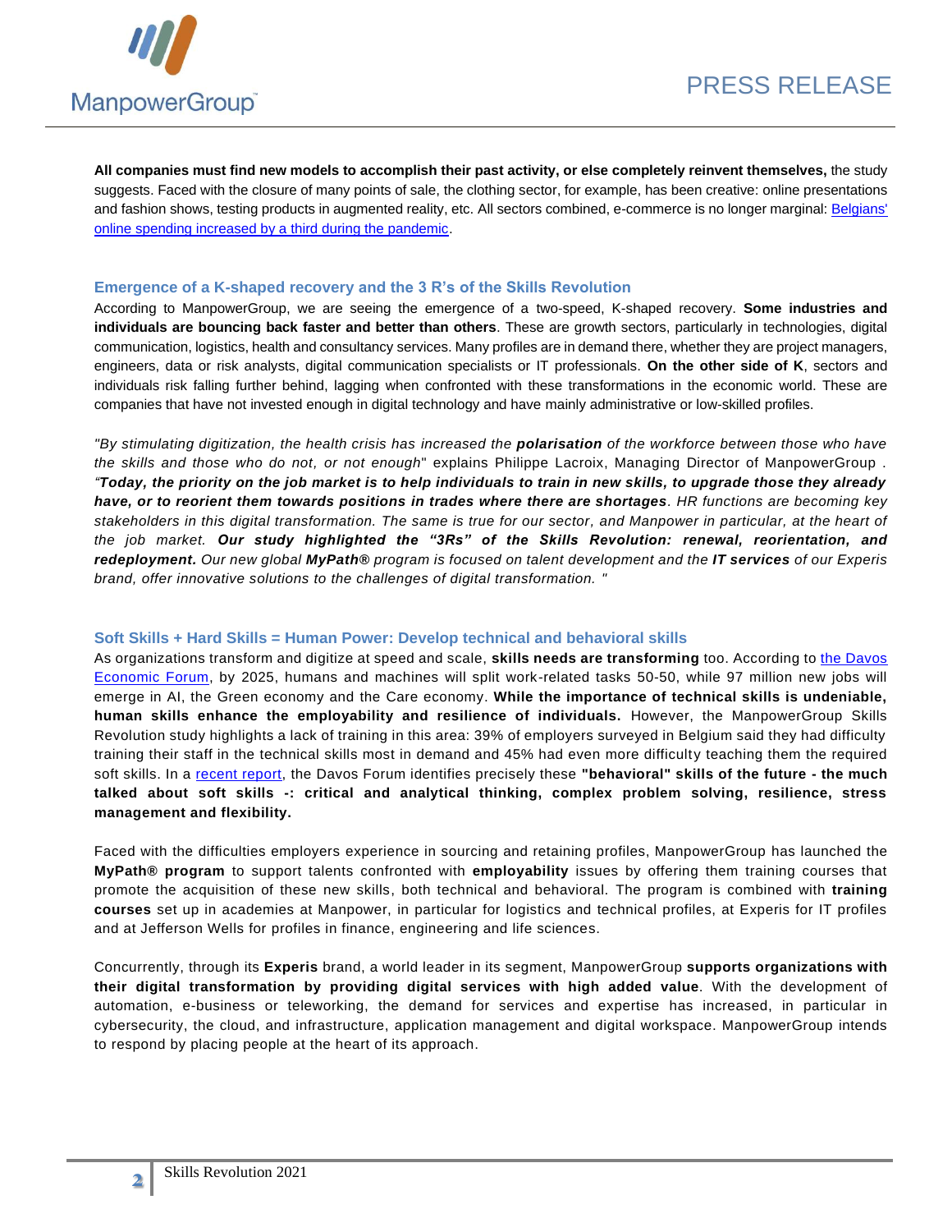**All companies must find new models to accomplish their past activity, or else completely reinvent themselves,** the study suggests. Faced with the closure of many points of sale, the clothing sector, for example, has been creative: online presentations and fashion shows, testing products in augmented reality, etc. All sectors combined, e-commerce is no longer marginal: [Belgians' online spending increased by a third during the pandemic](#).

## Emergence of a K-shaped recovery and the 3 R's of the Skills Revolution

According to ManpowerGroup, we are seeing the emergence of a two-speed, K-shaped recovery. **Some industries and individuals are bouncing back faster and better than others**. These are growth sectors, particularly in technologies, digital communication, logistics, health and consultancy services. Many profiles are in demand there, whether they are project managers, engineers, data or risk analysts, digital communication specialists or IT professionals. **On the other side of K**, sectors and individuals risk falling further behind, lagging when confronted with these transformations in the economic world. These are companies that have not invested enough in digital technology and have mainly administrative or low-skilled profiles.

*"By stimulating digitization, the health crisis has increased the **polarisation** of the workforce between those who have the skills and those who do not, or not enough*" explains Philippe Lacroix, Managing Director of ManpowerGroup . *"**Today, the priority on the job market is to help individuals to train in new skills, to upgrade those they already have, or to reorient them towards positions in trades where there are shortages**. HR functions are becoming key stakeholders in this digital transformation. The same is true for our sector, and Manpower in particular, at the heart of the job market. **Our study highlighted the "3Rs" of the Skills Revolution: renewal, reorientation, and redeployment.** Our new global **MyPath®** program is focused on talent development and the **IT services** of our Experis brand, offer innovative solutions to the challenges of digital transformation. "*

## Soft Skills + Hard Skills = Human Power: Develop technical and behavioral skills

As organizations transform and digitize at speed and scale, **skills needs are transforming** too. According to [the Davos Economic Forum](#), by 2025, humans and machines will split work-related tasks 50-50, while 97 million new jobs will emerge in AI, the Green economy and the Care economy. **While the importance of technical skills is undeniable, human skills enhance the employability and resilience of individuals.** However, the ManpowerGroup Skills Revolution study highlights a lack of training in this area: 39% of employers surveyed in Belgium said they had difficulty training their staff in the technical skills most in demand and 45% had even more difficulty teaching them the required soft skills. In a [recent report](#), the Davos Forum identifies precisely these **"behavioral" skills of the future - the much talked about soft skills -: critical and analytical thinking, complex problem solving, resilience, stress management and flexibility.**

Faced with the difficulties employers experience in sourcing and retaining profiles, ManpowerGroup has launched the **MyPath® program** to support talents confronted with **employability** issues by offering them training courses that promote the acquisition of these new skills, both technical and behavioral. The program is combined with **training courses** set up in academies at Manpower, in particular for logistics and technical profiles, at Experis for IT profiles and at Jefferson Wells for profiles in finance, engineering and life sciences.

Concurrently, through its **Experis** brand, a world leader in its segment, ManpowerGroup **supports organizations with their digital transformation by providing digital services with high added value**. With the development of automation, e-business or teleworking, the demand for services and expertise has increased, in particular in cybersecurity, the cloud, and infrastructure, application management and digital workspace. ManpowerGroup intends to respond by placing people at the heart of its approach.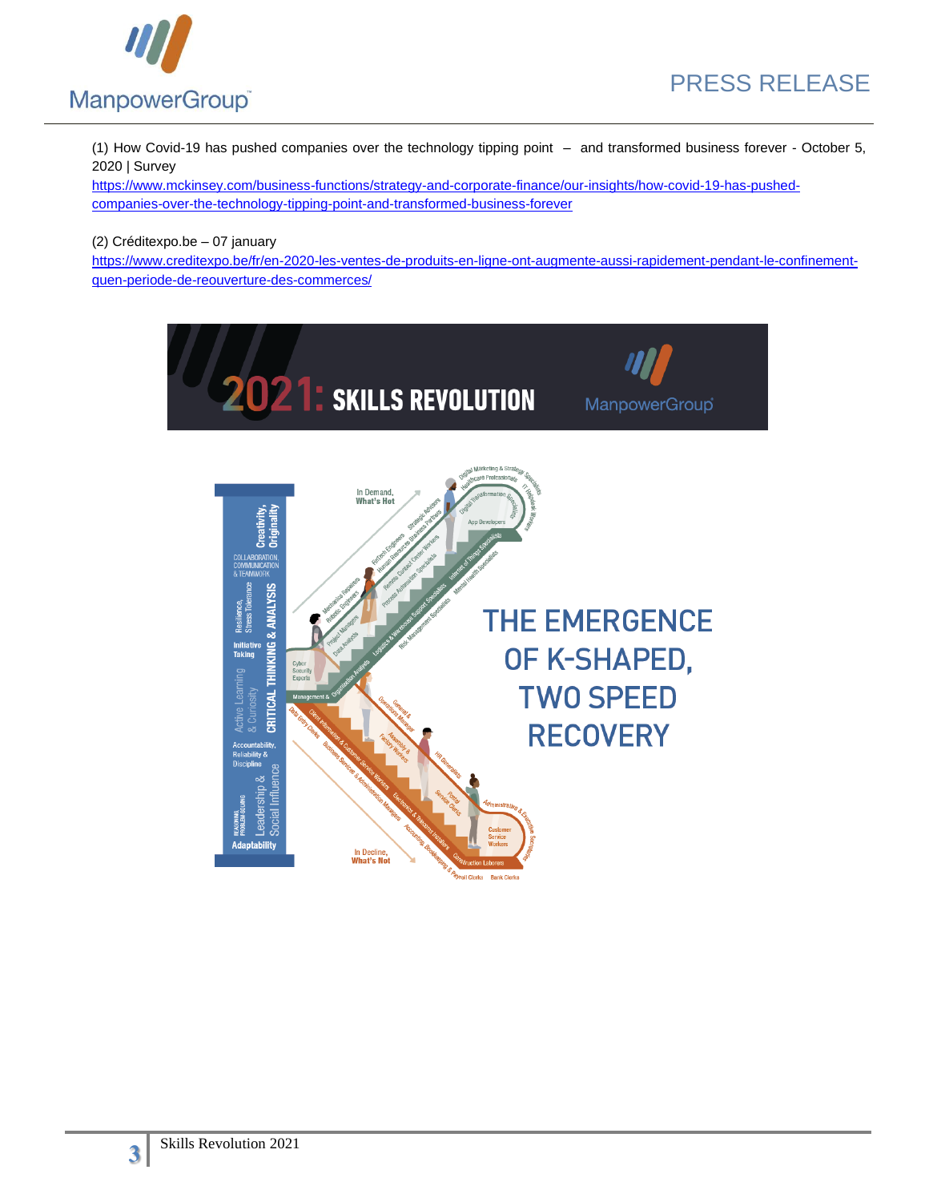(1) How Covid-19 has pushed companies over the technology tipping point – and transformed business forever - October 5, 2020 | Survey
https://www.mckinsey.com/business-functions/strategy-and-corporate-finance/our-insights/how-covid-19-has-pushed-companies-over-the-technology-tipping-point-and-transformed-business-forever

(2) Créditexpo.be – 07 january
https://www.creditexpo.be/fr/en-2020-les-ventes-de-produits-en-ligne-ont-augmente-aussi-rapidement-pendant-le-confinement-quen-periode-de-reouverture-des-commerces/

**2021: SKILLS REVOLUTION** — ManpowerGroup

**THE EMERGENCE OF K-SHAPED, TWO SPEED RECOVERY**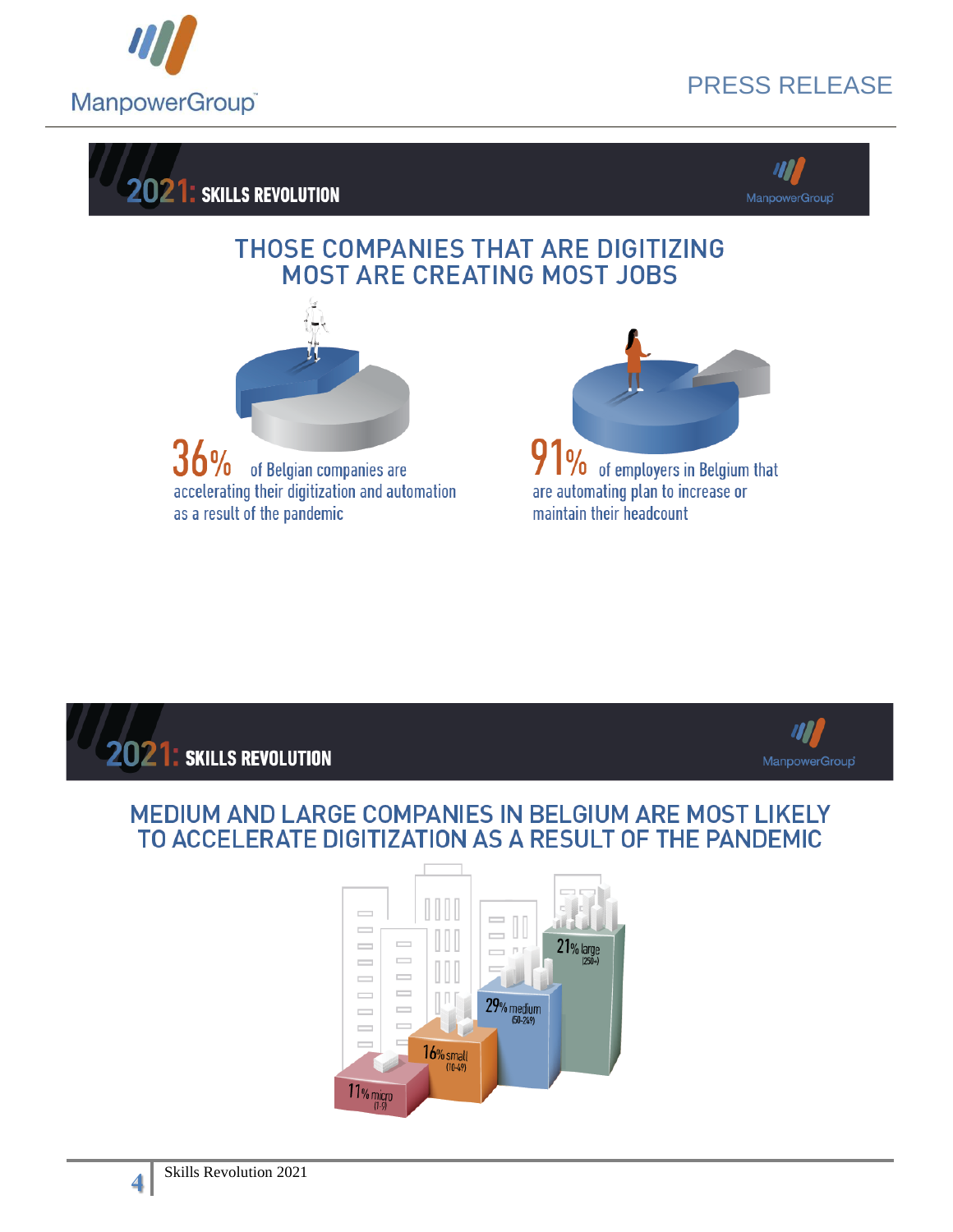## 2021: SKILLS REVOLUTION

### THOSE COMPANIES THAT ARE DIGITIZING MOST ARE CREATING MOST JOBS

**36%** of Belgian companies are accelerating their digitization and automation as a result of the pandemic

**91%** of employers in Belgium that are automating plan to increase or maintain their headcount

## 2021: SKILLS REVOLUTION

### MEDIUM AND LARGE COMPANIES IN BELGIUM ARE MOST LIKELY TO ACCELERATE DIGITIZATION AS A RESULT OF THE PANDEMIC

- 11% micro (1-9)
- 16% small (10-49)
- 29% medium (50-249)
- 21% large (250+)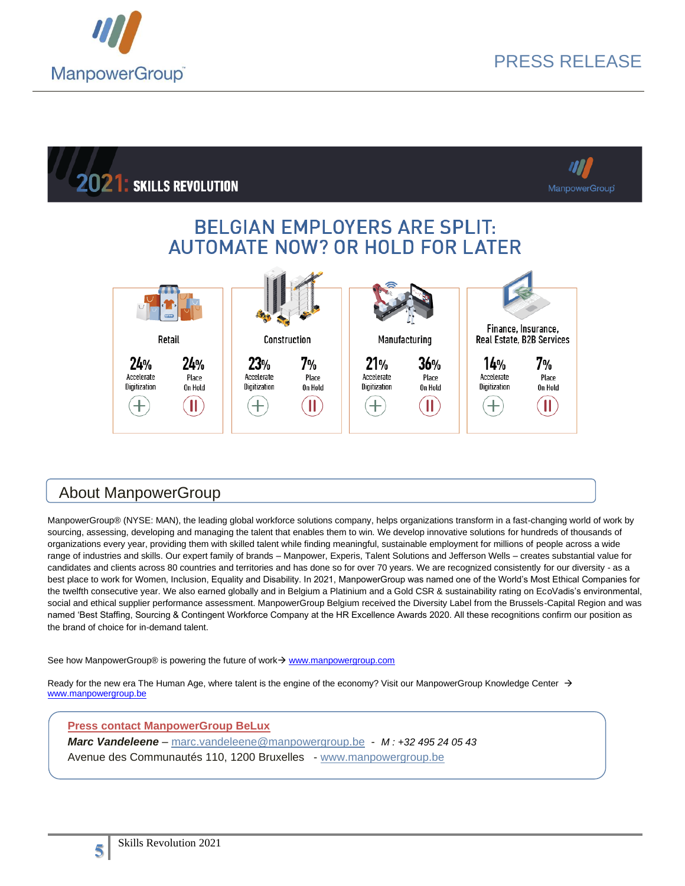PRESS RELEASE

2021: SKILLS REVOLUTION

# BELGIAN EMPLOYERS ARE SPLIT: AUTOMATE NOW? OR HOLD FOR LATER

Retail
24% Accelerate Digitization
24% Place On Hold

Construction
23% Accelerate Digitization
7% Place On Hold

Manufacturing
21% Accelerate Digitization
36% Place On Hold

Finance, Insurance, Real Estate, B2B Services
14% Accelerate Digitization
7% Place On Hold

## About ManpowerGroup

ManpowerGroup® (NYSE: MAN), the leading global workforce solutions company, helps organizations transform in a fast-changing world of work by sourcing, assessing, developing and managing the talent that enables them to win. We develop innovative solutions for hundreds of thousands of organizations every year, providing them with skilled talent while finding meaningful, sustainable employment for millions of people across a wide range of industries and skills. Our expert family of brands – Manpower, Experis, Talent Solutions and Jefferson Wells – creates substantial value for candidates and clients across 80 countries and territories and has done so for over 70 years. We are recognized consistently for our diversity - as a best place to work for Women, Inclusion, Equality and Disability. In 2021, ManpowerGroup was named one of the World's Most Ethical Companies for the twelfth consecutive year. We also earned globally and in Belgium a Platinium and a Gold CSR & sustainability rating on EcoVadis's environmental, social and ethical supplier performance assessment. ManpowerGroup Belgium received the Diversity Label from the Brussels-Capital Region and was named 'Best Staffing, Sourcing & Contingent Workforce Company at the HR Excellence Awards 2020. All these recognitions confirm our position as the brand of choice for in-demand talent.

See how ManpowerGroup® is powering the future of work→ www.manpowergroup.com

Ready for the new era The Human Age, where talent is the engine of the economy? Visit our ManpowerGroup Knowledge Center → www.manpowergroup.be

**Press contact ManpowerGroup BeLux**
***Marc Vandeleene*** – marc.vandeleene@manpowergroup.be - *M : +32 495 24 05 43*
Avenue des Communautés 110, 1200 Bruxelles - www.manpowergroup.be